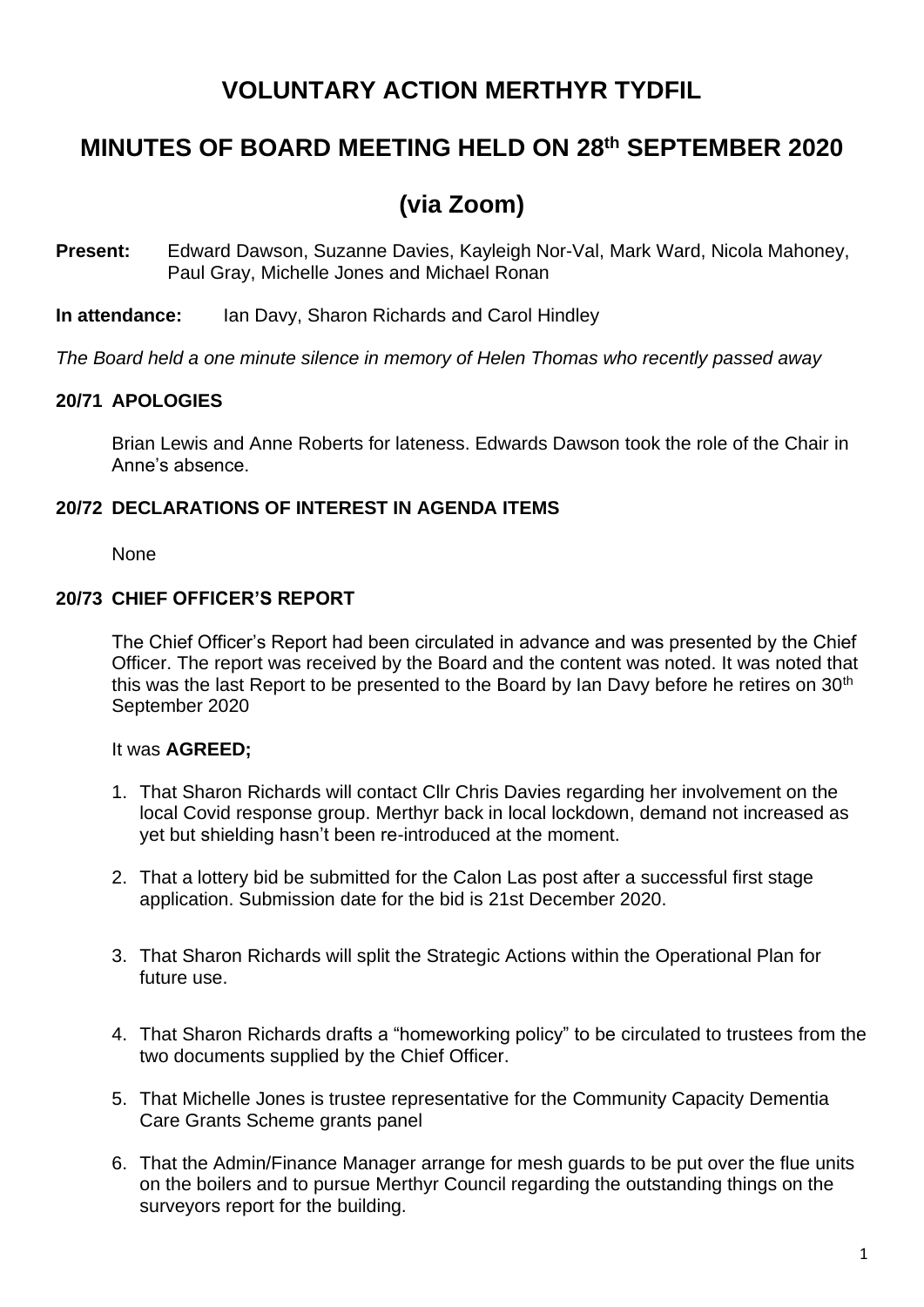# VOLUNTARY ACTION MERTHYR TYDFIL

## MINUTES OF BOARD MEETING HELD ON 28th SEPTEMBER 2020

## (via Zoom)

**Present:** Edward Dawson, Suzanne Davies, Kayleigh Nor-Val, Mark Ward, Nicola Mahoney, Paul Gray, Michelle Jones and Michael Ronan

**In attendance:** Ian Davy, Sharon Richards and Carol Hindley

*The Board held a one minute silence in memory of Helen Thomas who recently passed away*

### 20/71 APOLOGIES

Brian Lewis and Anne Roberts for lateness. Edwards Dawson took the role of the Chair in Anne's absence.

### 20/72 DECLARATIONS OF INTEREST IN AGENDA ITEMS

None

### 20/73 CHIEF OFFICER'S REPORT

The Chief Officer's Report had been circulated in advance and was presented by the Chief Officer. The report was received by the Board and the content was noted. It was noted that this was the last Report to be presented to the Board by Ian Davy before he retires on 30th September 2020

It was **AGREED;**

1. That Sharon Richards will contact Cllr Chris Davies regarding her involvement on the local Covid response group. Merthyr back in local lockdown, demand not increased as yet but shielding hasn't been re-introduced at the moment.
2. That a lottery bid be submitted for the Calon Las post after a successful first stage application. Submission date for the bid is 21st December 2020.
3. That Sharon Richards will split the Strategic Actions within the Operational Plan for future use.
4. That Sharon Richards drafts a "homeworking policy" to be circulated to trustees from the two documents supplied by the Chief Officer.
5. That Michelle Jones is trustee representative for the Community Capacity Dementia Care Grants Scheme grants panel
6. That the Admin/Finance Manager arrange for mesh guards to be put over the flue units on the boilers and to pursue Merthyr Council regarding the outstanding things on the surveyors report for the building.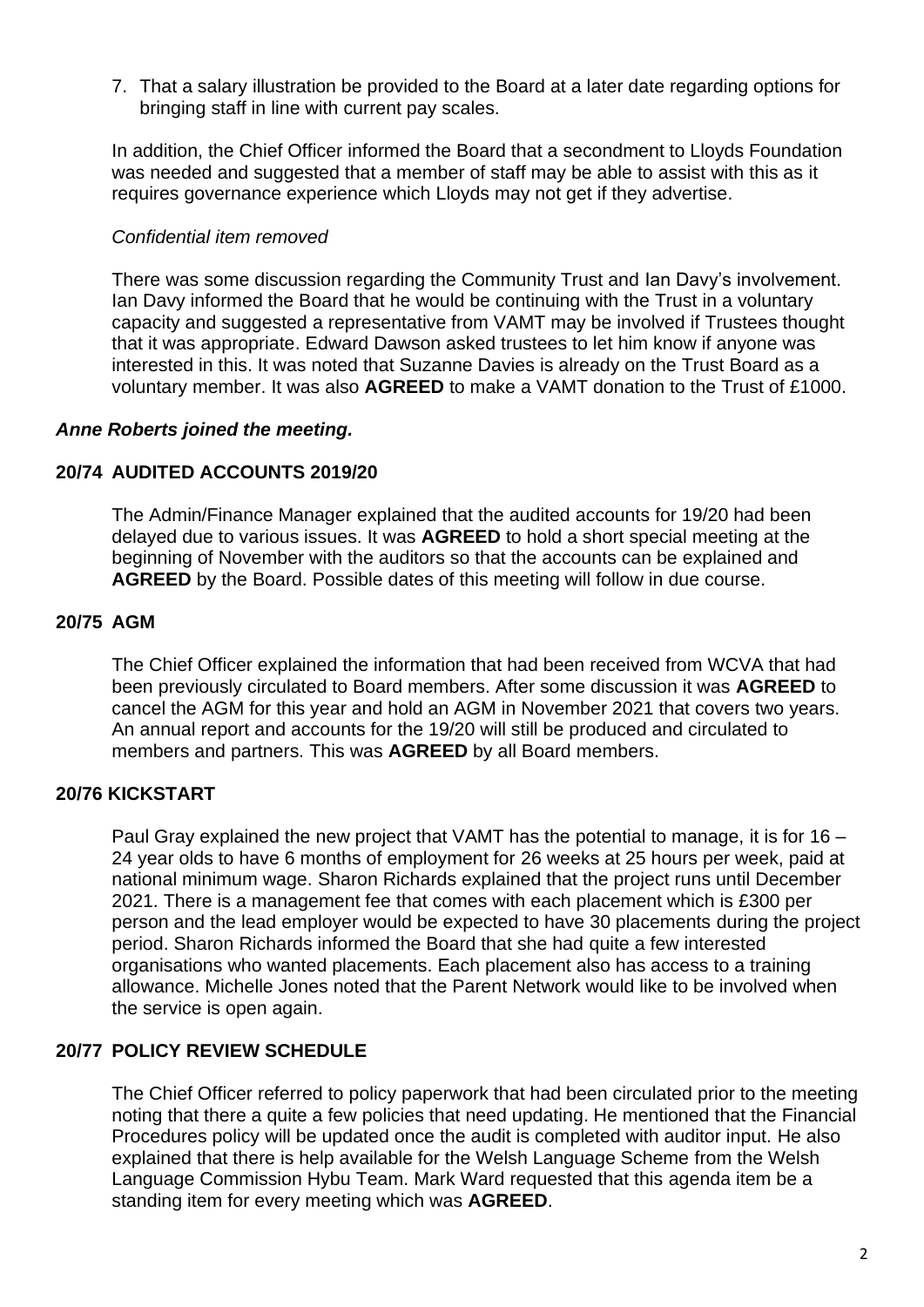7. That a salary illustration be provided to the Board at a later date regarding options for bringing staff in line with current pay scales.

In addition, the Chief Officer informed the Board that a secondment to Lloyds Foundation was needed and suggested that a member of staff may be able to assist with this as it requires governance experience which Lloyds may not get if they advertise.

*Confidential item removed*

There was some discussion regarding the Community Trust and Ian Davy's involvement. Ian Davy informed the Board that he would be continuing with the Trust in a voluntary capacity and suggested a representative from VAMT may be involved if Trustees thought that it was appropriate. Edward Dawson asked trustees to let him know if anyone was interested in this. It was noted that Suzanne Davies is already on the Trust Board as a voluntary member. It was also **AGREED** to make a VAMT donation to the Trust of £1000.

***Anne Roberts joined the meeting.***

## 20/74 AUDITED ACCOUNTS 2019/20

The Admin/Finance Manager explained that the audited accounts for 19/20 had been delayed due to various issues. It was **AGREED** to hold a short special meeting at the beginning of November with the auditors so that the accounts can be explained and **AGREED** by the Board. Possible dates of this meeting will follow in due course.

## 20/75 AGM

The Chief Officer explained the information that had been received from WCVA that had been previously circulated to Board members. After some discussion it was **AGREED** to cancel the AGM for this year and hold an AGM in November 2021 that covers two years. An annual report and accounts for the 19/20 will still be produced and circulated to members and partners. This was **AGREED** by all Board members.

## 20/76 KICKSTART

Paul Gray explained the new project that VAMT has the potential to manage, it is for 16 – 24 year olds to have 6 months of employment for 26 weeks at 25 hours per week, paid at national minimum wage. Sharon Richards explained that the project runs until December 2021. There is a management fee that comes with each placement which is £300 per person and the lead employer would be expected to have 30 placements during the project period. Sharon Richards informed the Board that she had quite a few interested organisations who wanted placements. Each placement also has access to a training allowance. Michelle Jones noted that the Parent Network would like to be involved when the service is open again.

## 20/77 POLICY REVIEW SCHEDULE

The Chief Officer referred to policy paperwork that had been circulated prior to the meeting noting that there a quite a few policies that need updating. He mentioned that the Financial Procedures policy will be updated once the audit is completed with auditor input. He also explained that there is help available for the Welsh Language Scheme from the Welsh Language Commission Hybu Team. Mark Ward requested that this agenda item be a standing item for every meeting which was **AGREED**.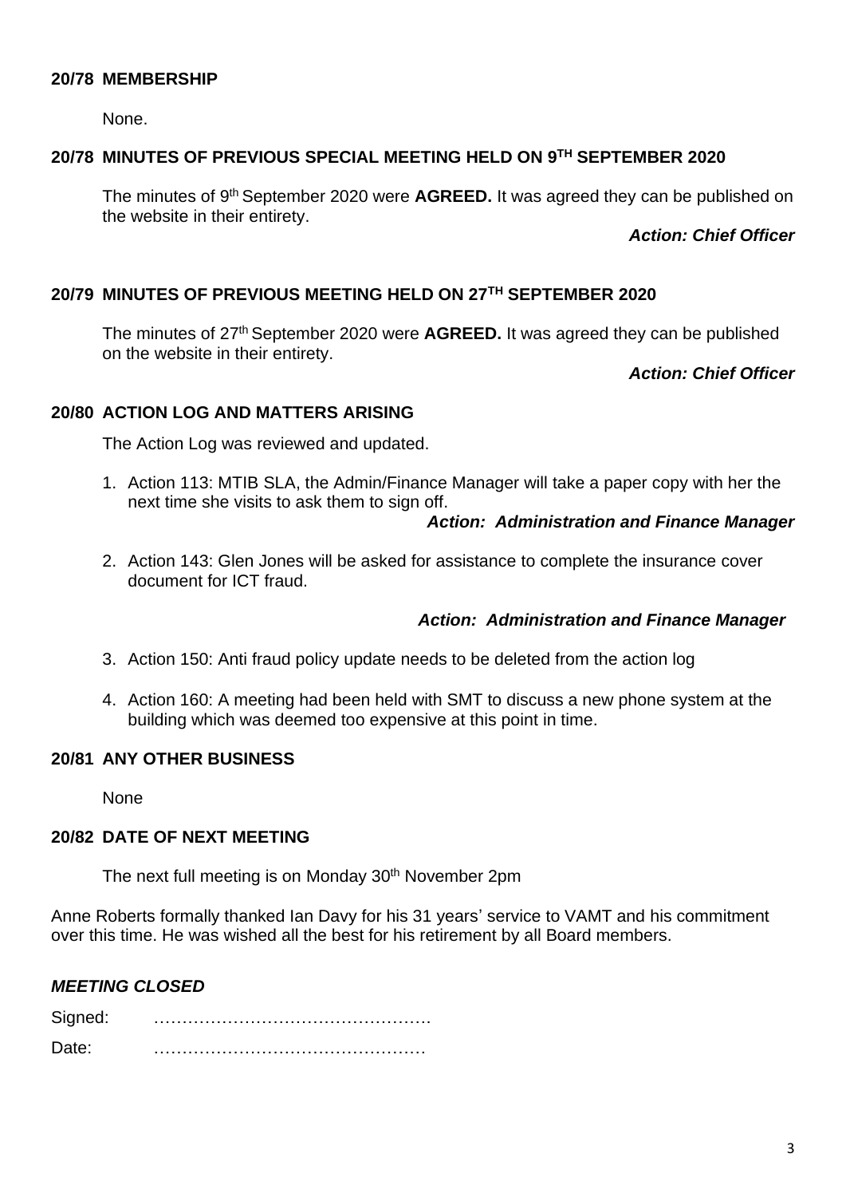### 20/78 MEMBERSHIP

None.

### 20/78 MINUTES OF PREVIOUS SPECIAL MEETING HELD ON 9TH SEPTEMBER 2020

The minutes of 9th September 2020 were **AGREED.** It was agreed they can be published on the website in their entirety.

***Action: Chief Officer***

### 20/79 MINUTES OF PREVIOUS MEETING HELD ON 27TH SEPTEMBER 2020

The minutes of 27th September 2020 were **AGREED.** It was agreed they can be published on the website in their entirety.

***Action: Chief Officer***

### 20/80 ACTION LOG AND MATTERS ARISING

The Action Log was reviewed and updated.

1. Action 113: MTIB SLA, the Admin/Finance Manager will take a paper copy with her the next time she visits to ask them to sign off.

   ***Action: Administration and Finance Manager***

2. Action 143: Glen Jones will be asked for assistance to complete the insurance cover document for ICT fraud.

   ***Action: Administration and Finance Manager***

3. Action 150: Anti fraud policy update needs to be deleted from the action log

4. Action 160: A meeting had been held with SMT to discuss a new phone system at the building which was deemed too expensive at this point in time.

### 20/81 ANY OTHER BUSINESS

None

### 20/82 DATE OF NEXT MEETING

The next full meeting is on Monday 30th November 2pm

Anne Roberts formally thanked Ian Davy for his 31 years' service to VAMT and his commitment over this time. He was wished all the best for his retirement by all Board members.

***MEETING CLOSED***

Signed: ………………………………………….

Date: …………………………………………